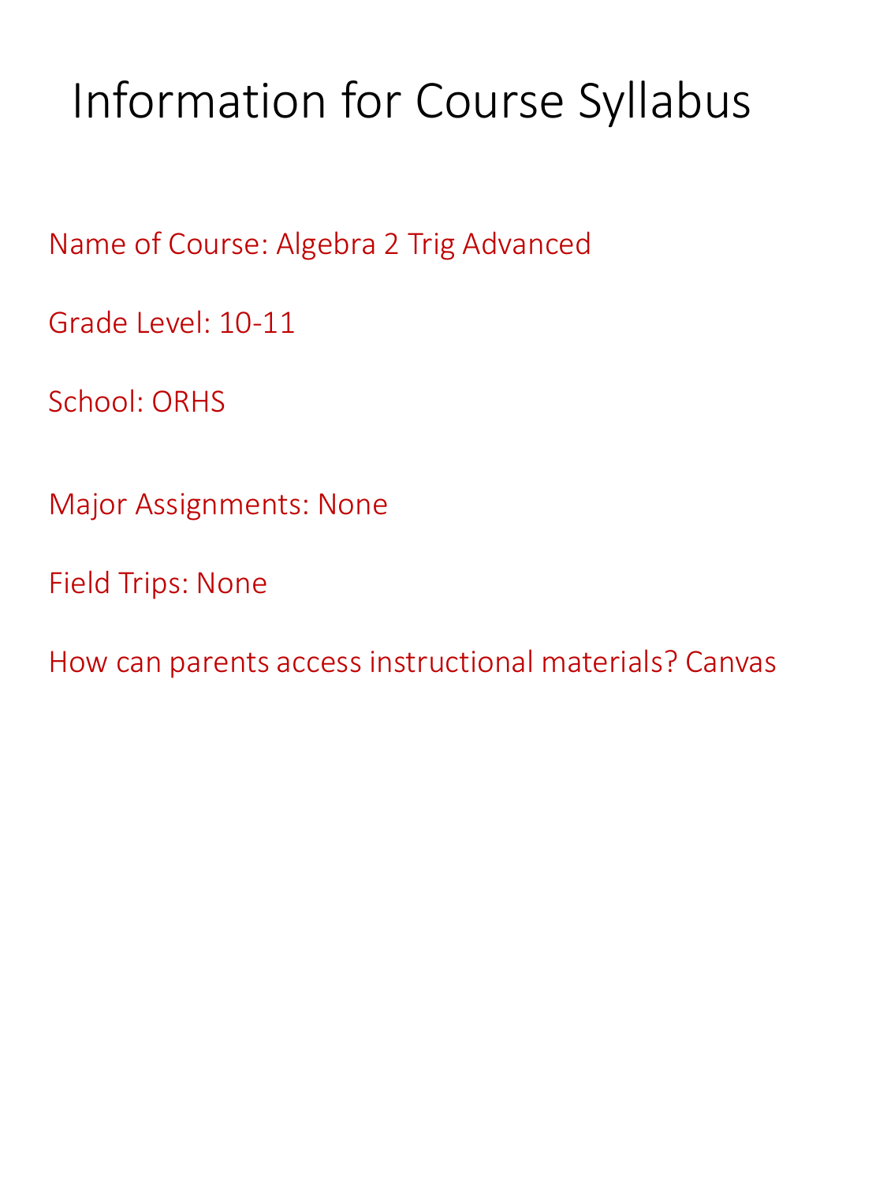# Information for Course Syllabus

Name of Course: Algebra 2 Trig Advanced

Grade Level: 10-11

School: ORHS

Major Assignments: None

Field Trips: None

How can parents access instructional materials? Canvas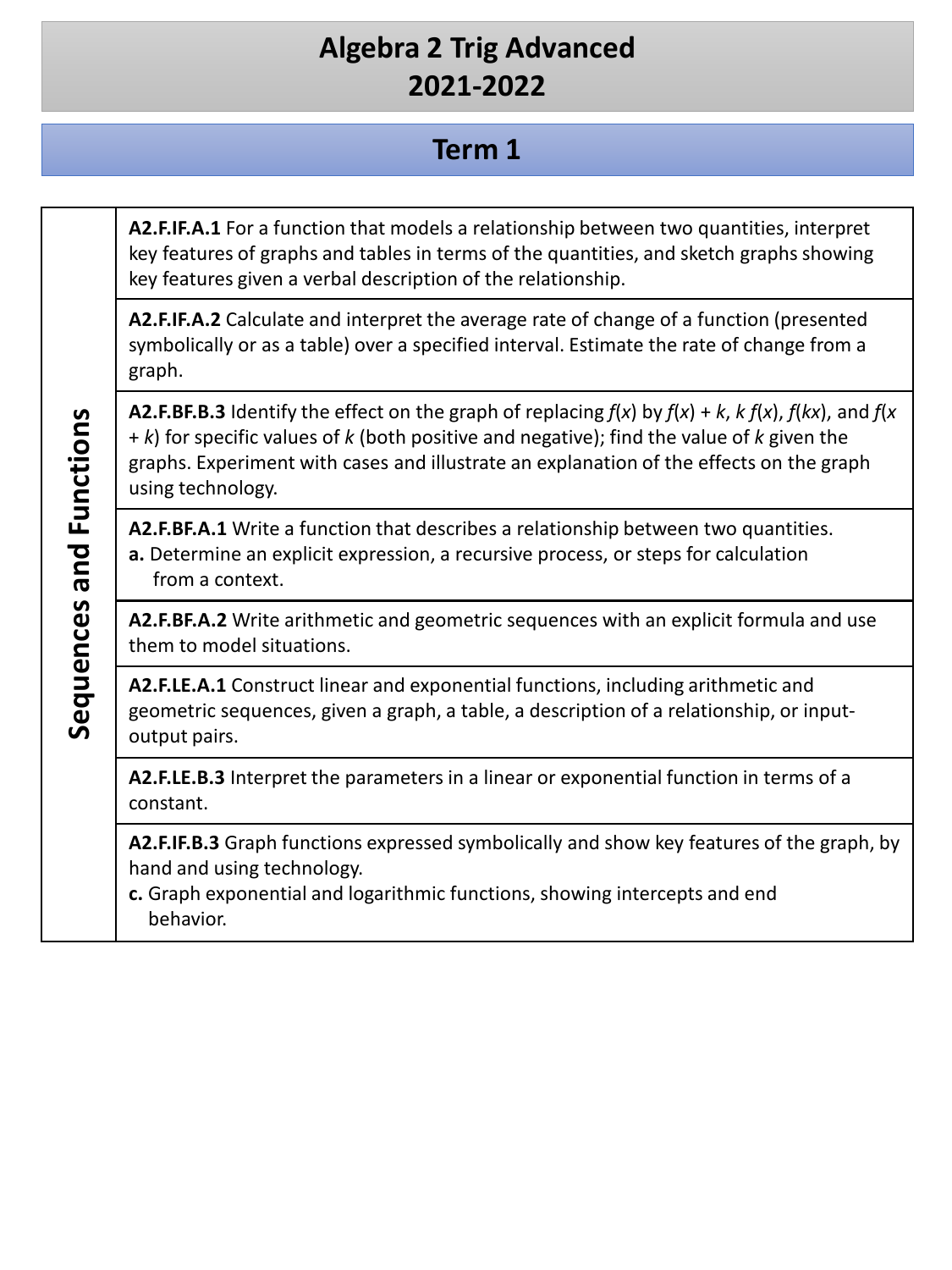# Algebra 2 Trig Advanced
# 2021-2022

## Term 1

| | |
|---|---|
| **Sequences and Functions** | **A2.F.IF.A.1** For a function that models a relationship between two quantities, interpret key features of graphs and tables in terms of the quantities, and sketch graphs showing key features given a verbal description of the relationship. |
| | **A2.F.IF.A.2** Calculate and interpret the average rate of change of a function (presented symbolically or as a table) over a specified interval. Estimate the rate of change from a graph. |
| | **A2.F.BF.B.3** Identify the effect on the graph of replacing $f(x)$ by $f(x) + k$, $k\,f(x)$, $f(kx)$, and $f(x + k)$ for specific values of $k$ (both positive and negative); find the value of $k$ given the graphs. Experiment with cases and illustrate an explanation of the effects on the graph using technology. |
| | **A2.F.BF.A.1** Write a function that describes a relationship between two quantities.<br>**a.** Determine an explicit expression, a recursive process, or steps for calculation from a context. |
| | **A2.F.BF.A.2** Write arithmetic and geometric sequences with an explicit formula and use them to model situations. |
| | **A2.F.LE.A.1** Construct linear and exponential functions, including arithmetic and geometric sequences, given a graph, a table, a description of a relationship, or input-output pairs. |
| | **A2.F.LE.B.3** Interpret the parameters in a linear or exponential function in terms of a constant. |
| | **A2.F.IF.B.3** Graph functions expressed symbolically and show key features of the graph, by hand and using technology.<br>**c.** Graph exponential and logarithmic functions, showing intercepts and end behavior. |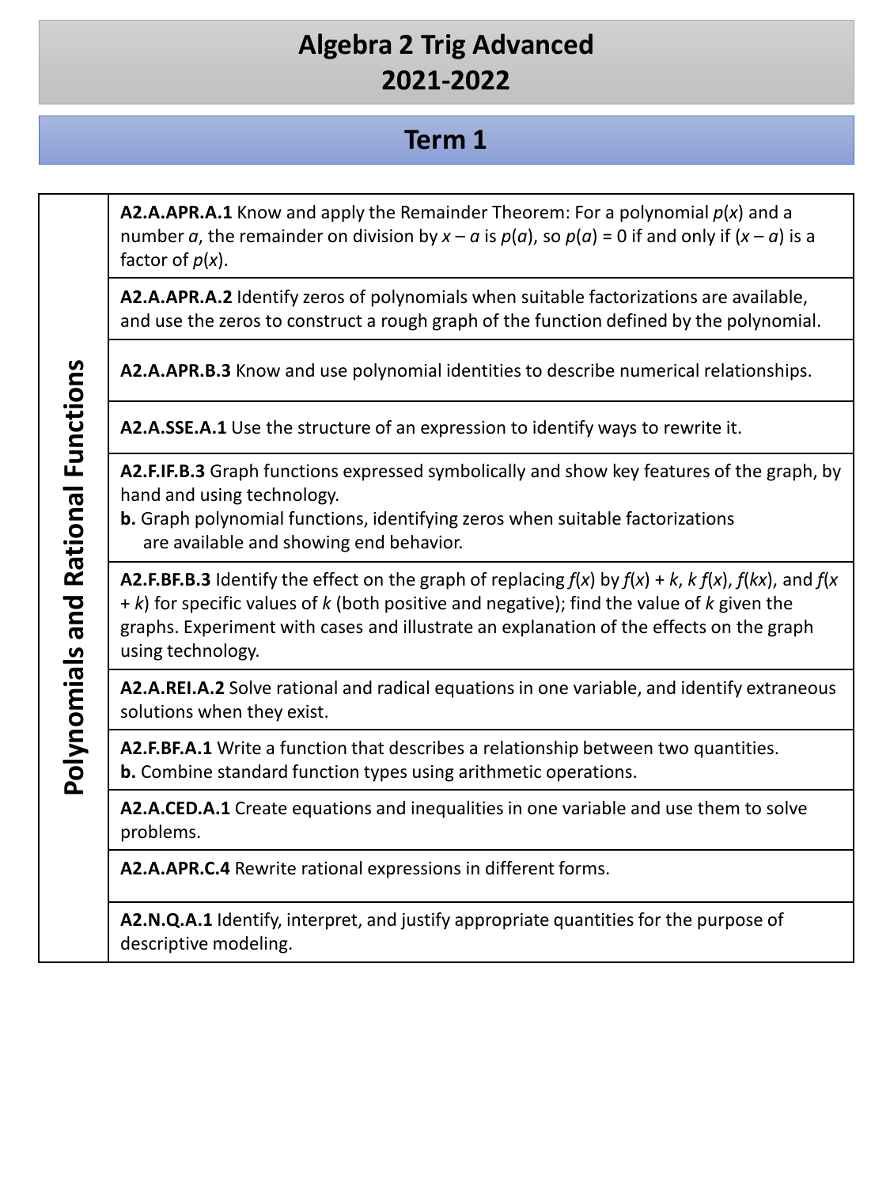# Algebra 2 Trig Advanced
# 2021-2022

## Term 1

| | |
|---|---|
| **Polynomials and Rational Functions** | **A2.A.APR.A.1** Know and apply the Remainder Theorem: For a polynomial $p(x)$ and a number $a$, the remainder on division by $x - a$ is $p(a)$, so $p(a) = 0$ if and only if $(x - a)$ is a factor of $p(x)$. |
| | **A2.A.APR.A.2** Identify zeros of polynomials when suitable factorizations are available, and use the zeros to construct a rough graph of the function defined by the polynomial. |
| | **A2.A.APR.B.3** Know and use polynomial identities to describe numerical relationships. |
| | **A2.A.SSE.A.1** Use the structure of an expression to identify ways to rewrite it. |
| | **A2.F.IF.B.3** Graph functions expressed symbolically and show key features of the graph, by hand and using technology. **b.** Graph polynomial functions, identifying zeros when suitable factorizations are available and showing end behavior. |
| | **A2.F.BF.B.3** Identify the effect on the graph of replacing $f(x)$ by $f(x) + k$, $k\,f(x)$, $f(kx)$, and $f(x + k)$ for specific values of $k$ (both positive and negative); find the value of $k$ given the graphs. Experiment with cases and illustrate an explanation of the effects on the graph using technology. |
| | **A2.A.REI.A.2** Solve rational and radical equations in one variable, and identify extraneous solutions when they exist. |
| | **A2.F.BF.A.1** Write a function that describes a relationship between two quantities. **b.** Combine standard function types using arithmetic operations. |
| | **A2.A.CED.A.1** Create equations and inequalities in one variable and use them to solve problems. |
| | **A2.A.APR.C.4** Rewrite rational expressions in different forms. |
| | **A2.N.Q.A.1** Identify, interpret, and justify appropriate quantities for the purpose of descriptive modeling. |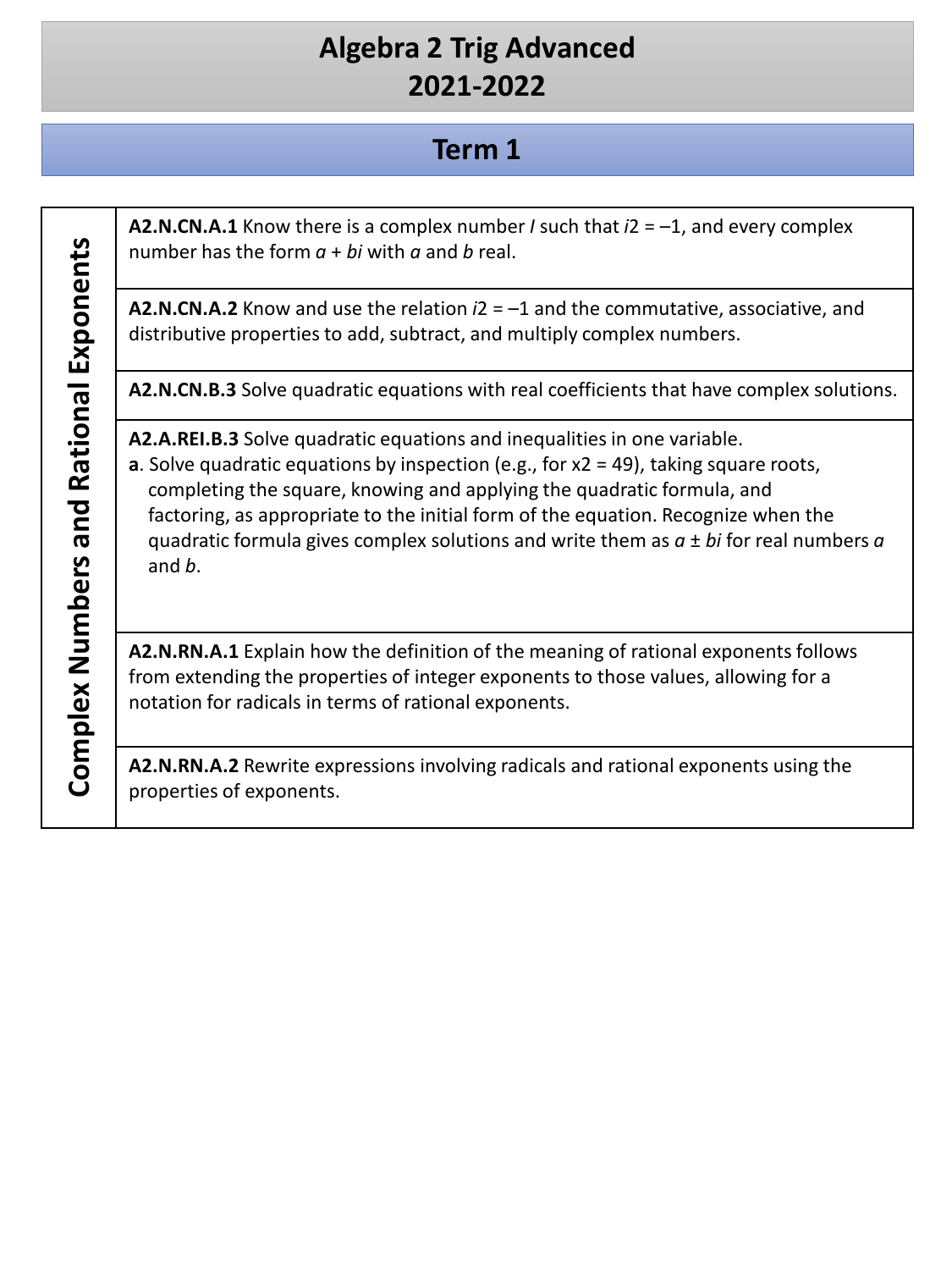# Algebra 2 Trig Advanced
# 2021-2022

## Term 1

| | |
|---|---|
| **Complex Numbers and Rational Exponents** | **A2.N.CN.A.1** Know there is a complex number *I* such that $i2 = –1$, and every complex number has the form $a + bi$ with $a$ and $b$ real. |
| | **A2.N.CN.A.2** Know and use the relation $i2 = –1$ and the commutative, associative, and distributive properties to add, subtract, and multiply complex numbers. |
| | **A2.N.CN.B.3** Solve quadratic equations with real coefficients that have complex solutions. |
| | **A2.A.REI.B.3** Solve quadratic equations and inequalities in one variable.<br>**a**. Solve quadratic equations by inspection (e.g., for $x2 = 49$), taking square roots, completing the square, knowing and applying the quadratic formula, and factoring, as appropriate to the initial form of the equation. Recognize when the quadratic formula gives complex solutions and write them as $a \pm bi$ for real numbers $a$ and $b$. |
| | **A2.N.RN.A.1** Explain how the definition of the meaning of rational exponents follows from extending the properties of integer exponents to those values, allowing for a notation for radicals in terms of rational exponents. |
| | **A2.N.RN.A.2** Rewrite expressions involving radicals and rational exponents using the properties of exponents. |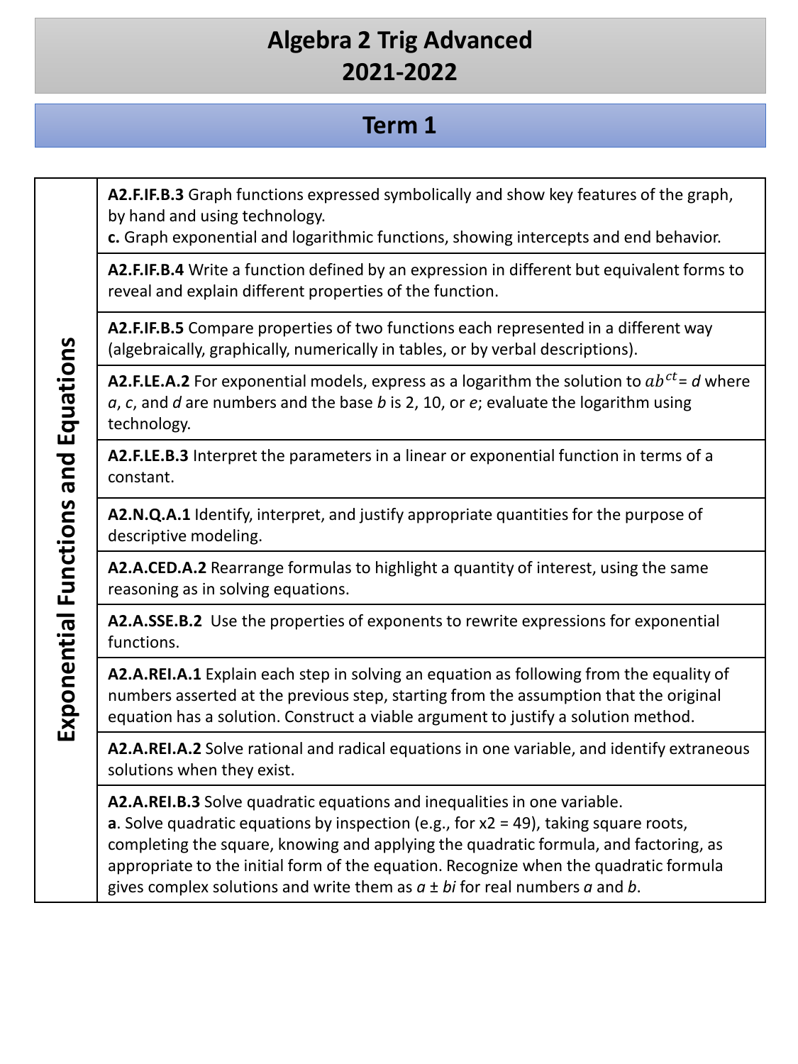# Algebra 2 Trig Advanced
# 2021-2022

## Term 1

| | |
|---|---|
| **Exponential Functions and Equations** | **A2.F.IF.B.3** Graph functions expressed symbolically and show key features of the graph, by hand and using technology.<br>**c.** Graph exponential and logarithmic functions, showing intercepts and end behavior. |
| | **A2.F.IF.B.4** Write a function defined by an expression in different but equivalent forms to reveal and explain different properties of the function. |
| | **A2.F.IF.B.5** Compare properties of two functions each represented in a different way (algebraically, graphically, numerically in tables, or by verbal descriptions). |
| | **A2.F.LE.A.2** For exponential models, express as a logarithm the solution to $ab^{ct} = d$ where *a*, *c*, and *d* are numbers and the base *b* is 2, 10, or *e*; evaluate the logarithm using technology. |
| | **A2.F.LE.B.3** Interpret the parameters in a linear or exponential function in terms of a constant. |
| | **A2.N.Q.A.1** Identify, interpret, and justify appropriate quantities for the purpose of descriptive modeling. |
| | **A2.A.CED.A.2** Rearrange formulas to highlight a quantity of interest, using the same reasoning as in solving equations. |
| | **A2.A.SSE.B.2** Use the properties of exponents to rewrite expressions for exponential functions. |
| | **A2.A.REI.A.1** Explain each step in solving an equation as following from the equality of numbers asserted at the previous step, starting from the assumption that the original equation has a solution. Construct a viable argument to justify a solution method. |
| | **A2.A.REI.A.2** Solve rational and radical equations in one variable, and identify extraneous solutions when they exist. |
| | **A2.A.REI.B.3** Solve quadratic equations and inequalities in one variable.<br>**a**. Solve quadratic equations by inspection (e.g., for x2 = 49), taking square roots, completing the square, knowing and applying the quadratic formula, and factoring, as appropriate to the initial form of the equation. Recognize when the quadratic formula gives complex solutions and write them as *a* ± *bi* for real numbers *a* and *b*. |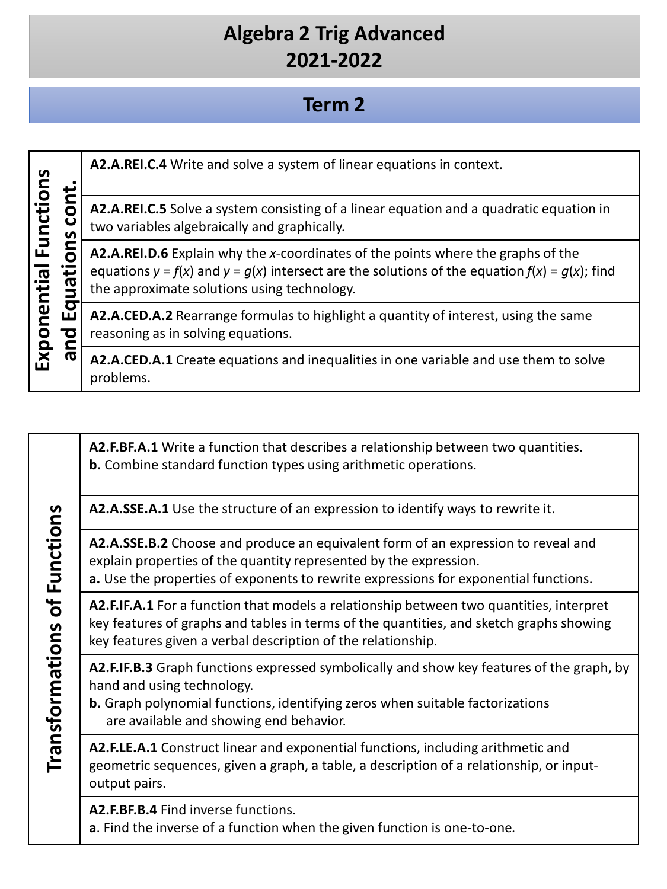# Algebra 2 Trig Advanced
# 2021-2022

## Term 2

| | |
|---|---|
| **Exponential Functions and Equations cont.** | **A2.A.REI.C.4** Write and solve a system of linear equations in context. |
| | **A2.A.REI.C.5** Solve a system consisting of a linear equation and a quadratic equation in two variables algebraically and graphically. |
| | **A2.A.REI.D.6** Explain why the *x*-coordinates of the points where the graphs of the equations $y = f(x)$ and $y = g(x)$ intersect are the solutions of the equation $f(x) = g(x)$; find the approximate solutions using technology. |
| | **A2.A.CED.A.2** Rearrange formulas to highlight a quantity of interest, using the same reasoning as in solving equations. |
| | **A2.A.CED.A.1** Create equations and inequalities in one variable and use them to solve problems. |

| | |
|---|---|
| **Transformations of Functions** | **A2.F.BF.A.1** Write a function that describes a relationship between two quantities.<br>**b.** Combine standard function types using arithmetic operations. |
| | **A2.A.SSE.A.1** Use the structure of an expression to identify ways to rewrite it. |
| | **A2.A.SSE.B.2** Choose and produce an equivalent form of an expression to reveal and explain properties of the quantity represented by the expression.<br>**a.** Use the properties of exponents to rewrite expressions for exponential functions. |
| | **A2.F.IF.A.1** For a function that models a relationship between two quantities, interpret key features of graphs and tables in terms of the quantities, and sketch graphs showing key features given a verbal description of the relationship. |
| | **A2.F.IF.B.3** Graph functions expressed symbolically and show key features of the graph, by hand and using technology.<br>**b.** Graph polynomial functions, identifying zeros when suitable factorizations are available and showing end behavior. |
| | **A2.F.LE.A.1** Construct linear and exponential functions, including arithmetic and geometric sequences, given a graph, a table, a description of a relationship, or input-output pairs. |
| | **A2.F.BF.B.4** Find inverse functions.<br>**a**. Find the inverse of a function when the given function is one-to-one. |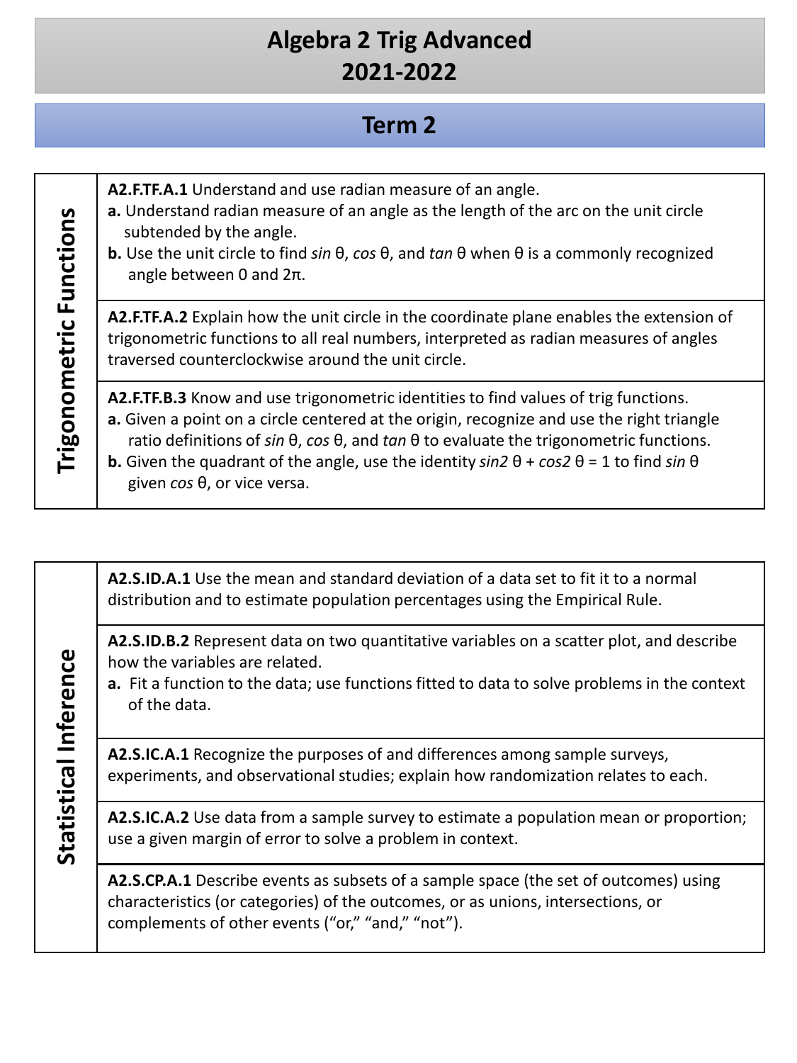# Algebra 2 Trig Advanced
# 2021-2022

## Term 2

| Trigonometric Functions | |
|---|---|
| | **A2.F.TF.A.1** Understand and use radian measure of an angle.<br>**a.** Understand radian measure of an angle as the length of the arc on the unit circle subtended by the angle.<br>**b.** Use the unit circle to find *sin* θ, *cos* θ, and *tan* θ when θ is a commonly recognized angle between 0 and 2π. |
| | **A2.F.TF.A.2** Explain how the unit circle in the coordinate plane enables the extension of trigonometric functions to all real numbers, interpreted as radian measures of angles traversed counterclockwise around the unit circle. |
| | **A2.F.TF.B.3** Know and use trigonometric identities to find values of trig functions.<br>**a.** Given a point on a circle centered at the origin, recognize and use the right triangle ratio definitions of *sin* θ, *cos* θ, and *tan* θ to evaluate the trigonometric functions.<br>**b.** Given the quadrant of the angle, use the identity *sin2* θ + *cos2* θ = 1 to find *sin* θ given *cos* θ, or vice versa. |

| Statistical Inference | |
|---|---|
| | **A2.S.ID.A.1** Use the mean and standard deviation of a data set to fit it to a normal distribution and to estimate population percentages using the Empirical Rule. |
| | **A2.S.ID.B.2** Represent data on two quantitative variables on a scatter plot, and describe how the variables are related.<br>**a.** Fit a function to the data; use functions fitted to data to solve problems in the context of the data. |
| | **A2.S.IC.A.1** Recognize the purposes of and differences among sample surveys, experiments, and observational studies; explain how randomization relates to each. |
| | **A2.S.IC.A.2** Use data from a sample survey to estimate a population mean or proportion; use a given margin of error to solve a problem in context. |
| | **A2.S.CP.A.1** Describe events as subsets of a sample space (the set of outcomes) using characteristics (or categories) of the outcomes, or as unions, intersections, or complements of other events ("or," "and," "not"). |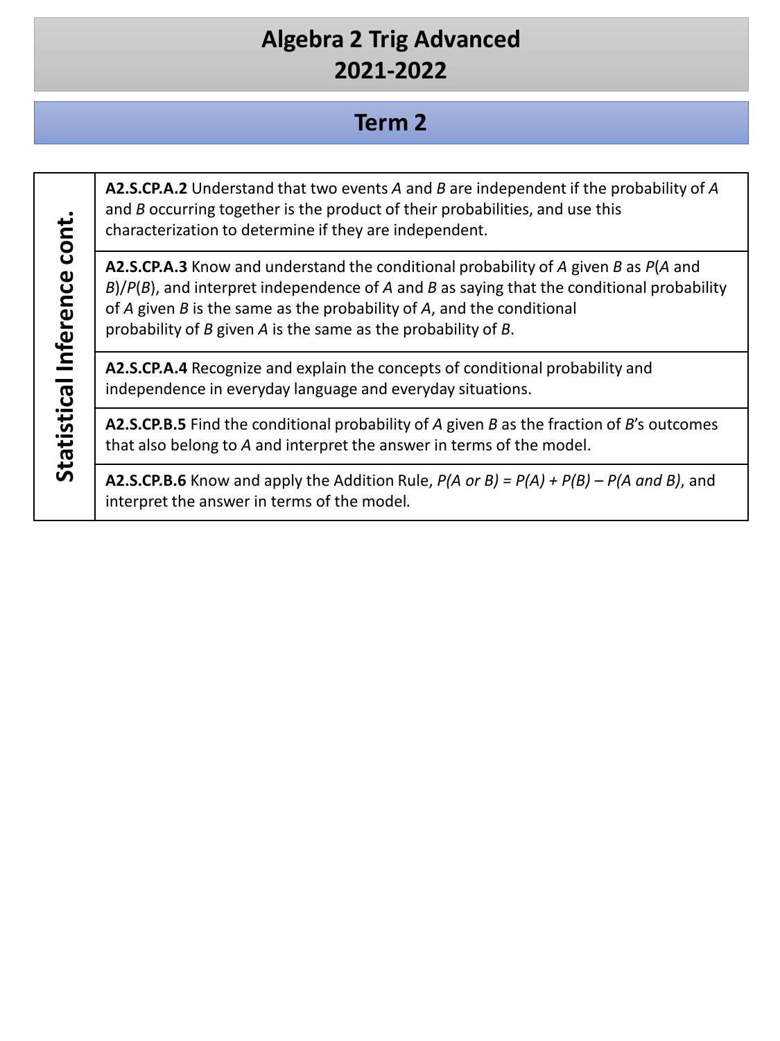# Algebra 2 Trig Advanced
# 2021-2022

## Term 2

| | |
|---|---|
| **Statistical Inference cont.** | **A2.S.CP.A.2** Understand that two events *A* and *B* are independent if the probability of *A* and *B* occurring together is the product of their probabilities, and use this characterization to determine if they are independent. |
| | **A2.S.CP.A.3** Know and understand the conditional probability of *A* given *B* as *P*(*A* and *B*)/*P*(*B*), and interpret independence of *A* and *B* as saying that the conditional probability of *A* given *B* is the same as the probability of *A*, and the conditional probability of *B* given *A* is the same as the probability of *B*. |
| | **A2.S.CP.A.4** Recognize and explain the concepts of conditional probability and independence in everyday language and everyday situations. |
| | **A2.S.CP.B.5** Find the conditional probability of *A* given *B* as the fraction of *B*'s outcomes that also belong to *A* and interpret the answer in terms of the model. |
| | **A2.S.CP.B.6** Know and apply the Addition Rule, *P(A or B) = P(A) + P(B) – P(A and B)*, and interpret the answer in terms of the model. |